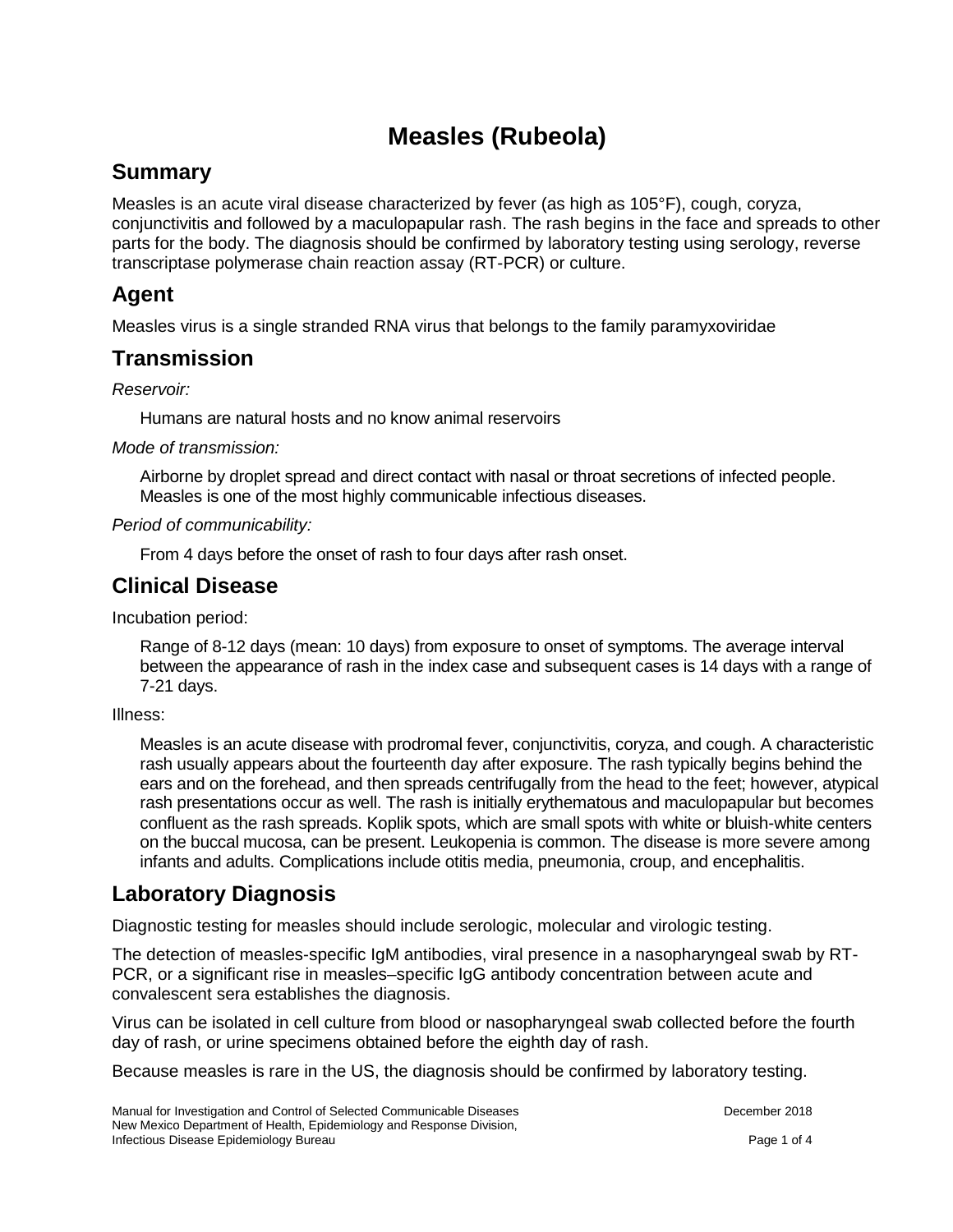# Measles (Rubeola)

## Summary

Measles is an acute viral disease characterized by fever (as high as 105°F), cough, coryza, conjunctivitis and followed by a maculopapular rash. The rash begins in the face and spreads to other parts for the body. The diagnosis should be confirmed by laboratory testing using serology, reverse transcriptase polymerase chain reaction assay (RT-PCR) or culture.

## Agent

Measles virus is a single stranded RNA virus that belongs to the family paramyxoviridae

## Transmission

*Reservoir:*

Humans are natural hosts and no know animal reservoirs

*Mode of transmission:*

Airborne by droplet spread and direct contact with nasal or throat secretions of infected people. Measles is one of the most highly communicable infectious diseases.

*Period of communicability:*

From 4 days before the onset of rash to four days after rash onset.

## Clinical Disease

Incubation period:

Range of 8-12 days (mean: 10 days) from exposure to onset of symptoms. The average interval between the appearance of rash in the index case and subsequent cases is 14 days with a range of 7-21 days.

Illness:

Measles is an acute disease with prodromal fever, conjunctivitis, coryza, and cough. A characteristic rash usually appears about the fourteenth day after exposure. The rash typically begins behind the ears and on the forehead, and then spreads centrifugally from the head to the feet; however, atypical rash presentations occur as well. The rash is initially erythematous and maculopapular but becomes confluent as the rash spreads. Koplik spots, which are small spots with white or bluish-white centers on the buccal mucosa, can be present. Leukopenia is common. The disease is more severe among infants and adults. Complications include otitis media, pneumonia, croup, and encephalitis.

## Laboratory Diagnosis

Diagnostic testing for measles should include serologic, molecular and virologic testing.

The detection of measles-specific IgM antibodies, viral presence in a nasopharyngeal swab by RT-PCR, or a significant rise in measles–specific IgG antibody concentration between acute and convalescent sera establishes the diagnosis.

Virus can be isolated in cell culture from blood or nasopharyngeal swab collected before the fourth day of rash, or urine specimens obtained before the eighth day of rash.

Because measles is rare in the US, the diagnosis should be confirmed by laboratory testing.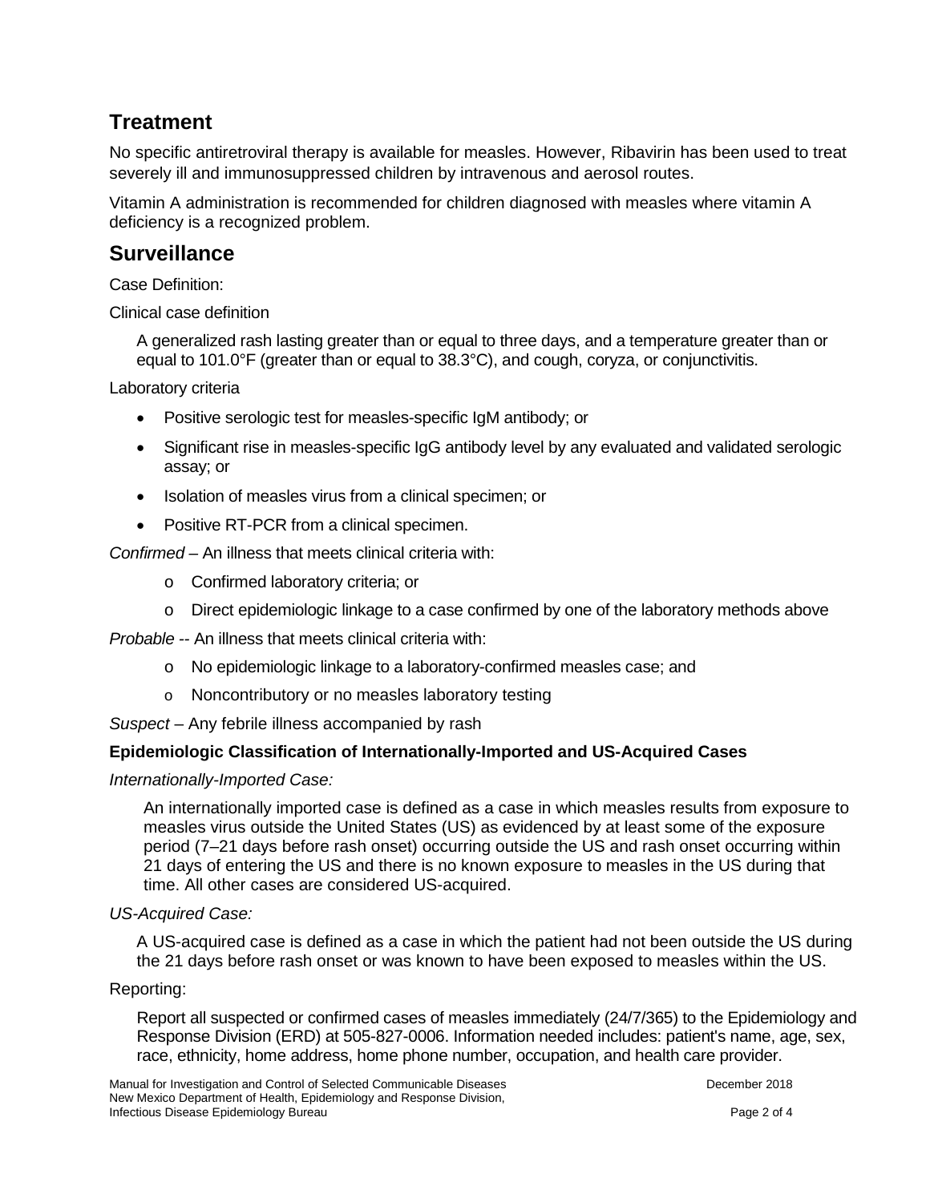## Treatment

No specific antiretroviral therapy is available for measles. However, Ribavirin has been used to treat severely ill and immunosuppressed children by intravenous and aerosol routes.

Vitamin A administration is recommended for children diagnosed with measles where vitamin A deficiency is a recognized problem.

## Surveillance

Case Definition:

Clinical case definition

A generalized rash lasting greater than or equal to three days, and a temperature greater than or equal to 101.0°F (greater than or equal to 38.3°C), and cough, coryza, or conjunctivitis.

Laboratory criteria

- Positive serologic test for measles-specific IgM antibody; or
- Significant rise in measles-specific IgG antibody level by any evaluated and validated serologic assay; or
- Isolation of measles virus from a clinical specimen; or
- Positive RT-PCR from a clinical specimen.

*Confirmed* – An illness that meets clinical criteria with:

- Confirmed laboratory criteria; or
- Direct epidemiologic linkage to a case confirmed by one of the laboratory methods above

*Probable* -- An illness that meets clinical criteria with:

- No epidemiologic linkage to a laboratory-confirmed measles case; and
- Noncontributory or no measles laboratory testing

*Suspect* – Any febrile illness accompanied by rash

**Epidemiologic Classification of Internationally-Imported and US-Acquired Cases**

*Internationally-Imported Case:*

An internationally imported case is defined as a case in which measles results from exposure to measles virus outside the United States (US) as evidenced by at least some of the exposure period (7–21 days before rash onset) occurring outside the US and rash onset occurring within 21 days of entering the US and there is no known exposure to measles in the US during that time. All other cases are considered US-acquired.

*US-Acquired Case:*

A US-acquired case is defined as a case in which the patient had not been outside the US during the 21 days before rash onset or was known to have been exposed to measles within the US.

Reporting:

Report all suspected or confirmed cases of measles immediately (24/7/365) to the Epidemiology and Response Division (ERD) at 505-827-0006. Information needed includes: patient's name, age, sex, race, ethnicity, home address, home phone number, occupation, and health care provider.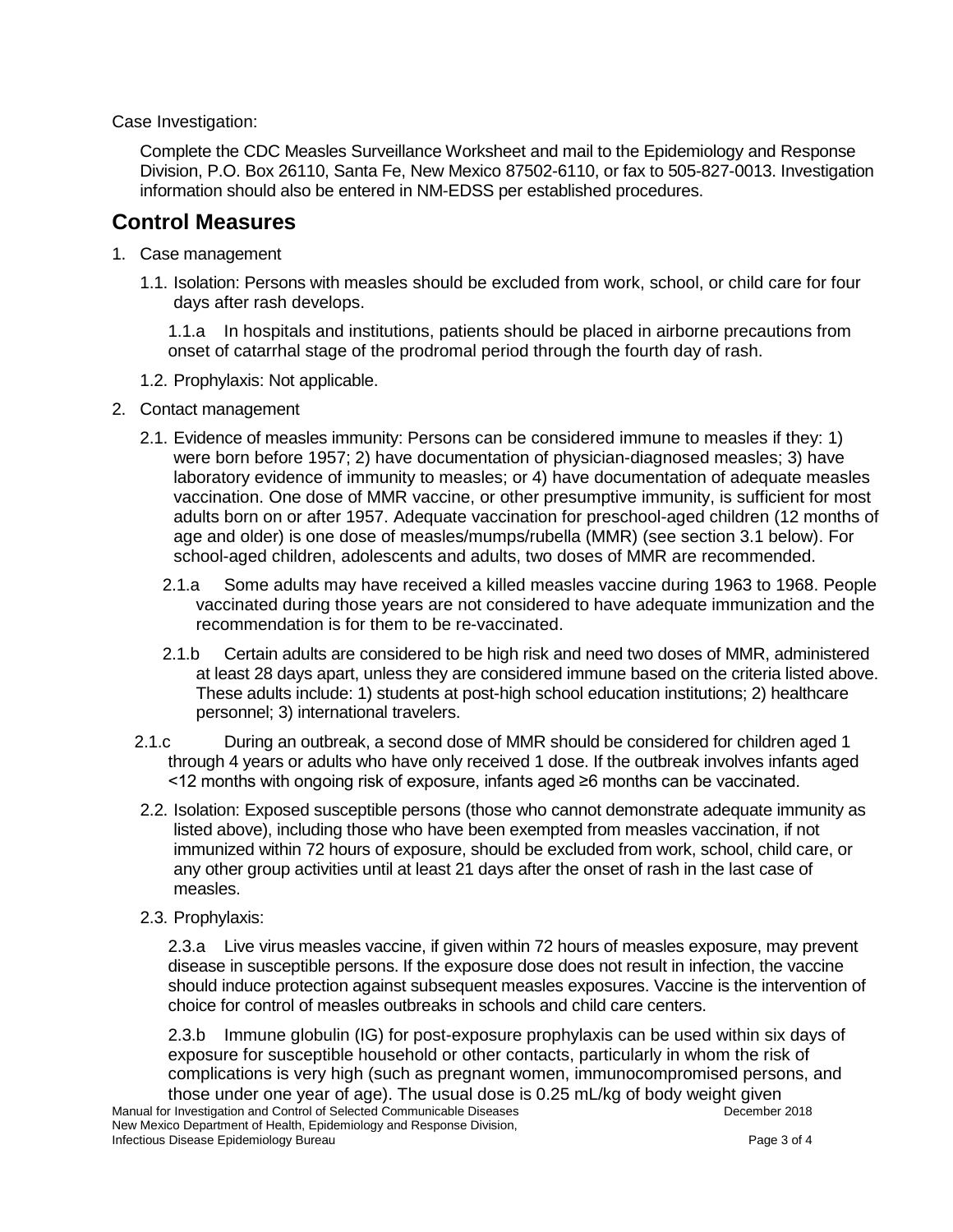Case Investigation:

Complete the CDC Measles Surveillance Worksheet and mail to the Epidemiology and Response Division, P.O. Box 26110, Santa Fe, New Mexico 87502-6110, or fax to 505-827-0013. Investigation information should also be entered in NM-EDSS per established procedures.

## Control Measures

1. Case management
   - 1.1. Isolation: Persons with measles should be excluded from work, school, or child care for four days after rash develops.
     - 1.1.a In hospitals and institutions, patients should be placed in airborne precautions from onset of catarrhal stage of the prodromal period through the fourth day of rash.
   - 1.2. Prophylaxis: Not applicable.
2. Contact management
   - 2.1. Evidence of measles immunity: Persons can be considered immune to measles if they: 1) were born before 1957; 2) have documentation of physician-diagnosed measles; 3) have laboratory evidence of immunity to measles; or 4) have documentation of adequate measles vaccination. One dose of MMR vaccine, or other presumptive immunity, is sufficient for most adults born on or after 1957. Adequate vaccination for preschool-aged children (12 months of age and older) is one dose of measles/mumps/rubella (MMR) (see section 3.1 below). For school-aged children, adolescents and adults, two doses of MMR are recommended.
     - 2.1.a Some adults may have received a killed measles vaccine during 1963 to 1968. People vaccinated during those years are not considered to have adequate immunization and the recommendation is for them to be re-vaccinated.
     - 2.1.b Certain adults are considered to be high risk and need two doses of MMR, administered at least 28 days apart, unless they are considered immune based on the criteria listed above. These adults include: 1) students at post-high school education institutions; 2) healthcare personnel; 3) international travelers.
     - 2.1.c During an outbreak, a second dose of MMR should be considered for children aged 1 through 4 years or adults who have only received 1 dose. If the outbreak involves infants aged <12 months with ongoing risk of exposure, infants aged ≥6 months can be vaccinated.
   - 2.2. Isolation: Exposed susceptible persons (those who cannot demonstrate adequate immunity as listed above), including those who have been exempted from measles vaccination, if not immunized within 72 hours of exposure, should be excluded from work, school, child care, or any other group activities until at least 21 days after the onset of rash in the last case of measles.
   - 2.3. Prophylaxis:
     - 2.3.a Live virus measles vaccine, if given within 72 hours of measles exposure, may prevent disease in susceptible persons. If the exposure dose does not result in infection, the vaccine should induce protection against subsequent measles exposures. Vaccine is the intervention of choice for control of measles outbreaks in schools and child care centers.
     - 2.3.b Immune globulin (IG) for post-exposure prophylaxis can be used within six days of exposure for susceptible household or other contacts, particularly in whom the risk of complications is very high (such as pregnant women, immunocompromised persons, and those under one year of age). The usual dose is 0.25 mL/kg of body weight given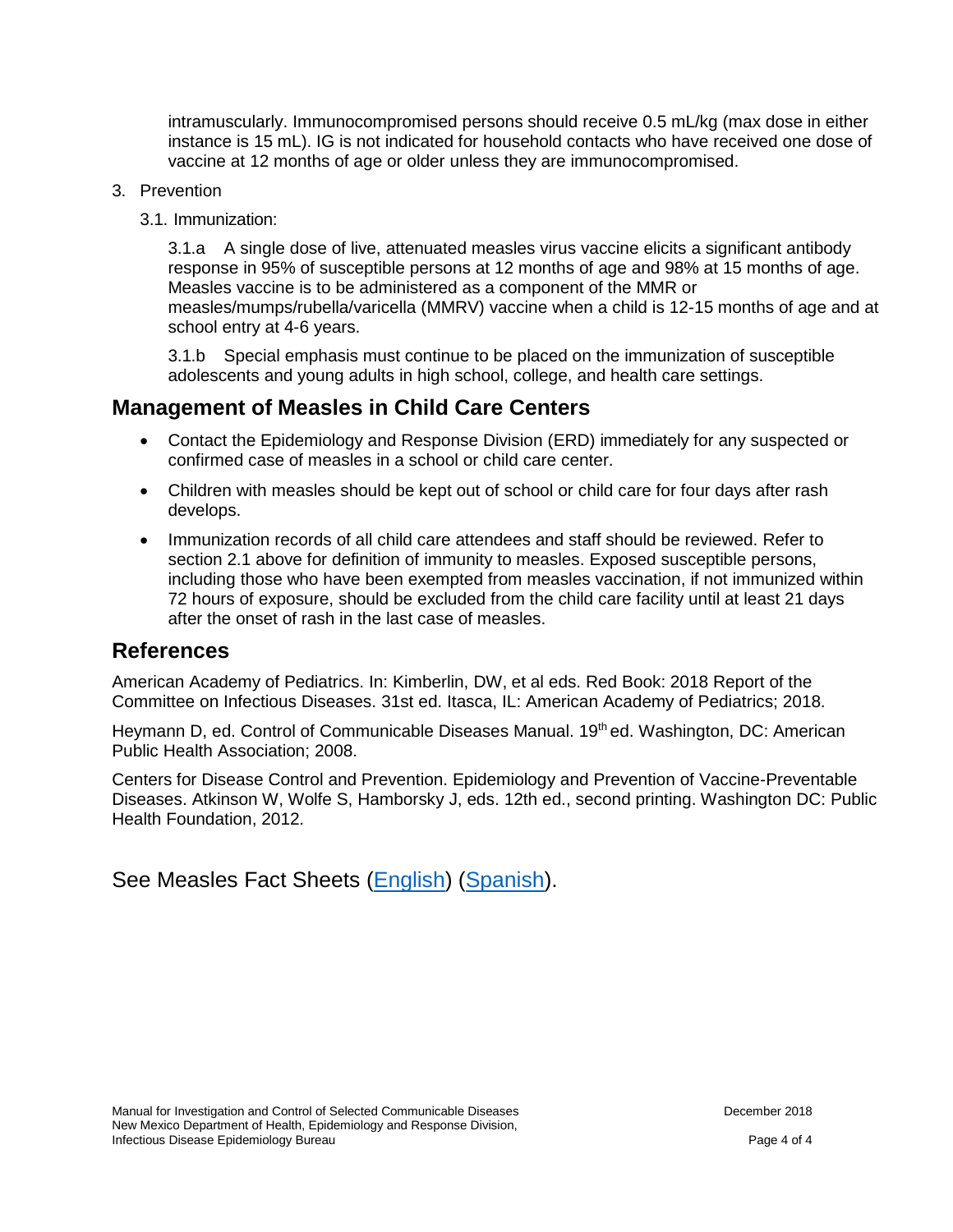intramuscularly. Immunocompromised persons should receive 0.5 mL/kg (max dose in either instance is 15 mL). IG is not indicated for household contacts who have received one dose of vaccine at 12 months of age or older unless they are immunocompromised.

3. Prevention

   3.1. Immunization:

   3.1.a A single dose of live, attenuated measles virus vaccine elicits a significant antibody response in 95% of susceptible persons at 12 months of age and 98% at 15 months of age. Measles vaccine is to be administered as a component of the MMR or measles/mumps/rubella/varicella (MMRV) vaccine when a child is 12-15 months of age and at school entry at 4-6 years.

   3.1.b Special emphasis must continue to be placed on the immunization of susceptible adolescents and young adults in high school, college, and health care settings.

## Management of Measles in Child Care Centers

- Contact the Epidemiology and Response Division (ERD) immediately for any suspected or confirmed case of measles in a school or child care center.
- Children with measles should be kept out of school or child care for four days after rash develops.
- Immunization records of all child care attendees and staff should be reviewed. Refer to section 2.1 above for definition of immunity to measles. Exposed susceptible persons, including those who have been exempted from measles vaccination, if not immunized within 72 hours of exposure, should be excluded from the child care facility until at least 21 days after the onset of rash in the last case of measles.

## References

American Academy of Pediatrics. In: Kimberlin, DW, et al eds. Red Book: 2018 Report of the Committee on Infectious Diseases. 31st ed. Itasca, IL: American Academy of Pediatrics; 2018.

Heymann D, ed. Control of Communicable Diseases Manual. 19th ed. Washington, DC: American Public Health Association; 2008.

Centers for Disease Control and Prevention. Epidemiology and Prevention of Vaccine-Preventable Diseases. Atkinson W, Wolfe S, Hamborsky J, eds. 12th ed., second printing. Washington DC: Public Health Foundation, 2012.

See Measles Fact Sheets (English) (Spanish).